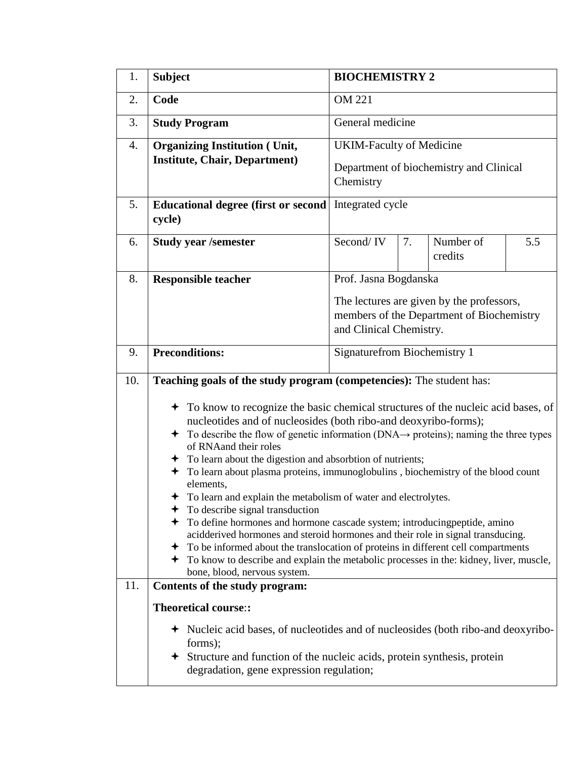| 1. | **Subject** | **BIOCHEMISTRY 2** | | | |
|---|---|---|---|---|---|
| 2. | **Code** | OM 221 | | | |
| 3. | **Study Program** | General medicine | | | |
| 4. | **Organizing Institution ( Unit, Institute, Chair, Department)** | UKIM-Faculty of Medicine<br><br>Department of biochemistry and Clinical Chemistry | | | |
| 5. | **Educational degree (first or second cycle)** | Integrated cycle | | | |
| 6. | **Study year /semester** | Second/ IV | 7. | Number of credits | 5.5 |
| 8. | **Responsible teacher** | Prof. Jasna Bogdanska<br><br>The lectures are given by the professors, members of the Department of Biochemistry and Clinical Chemistry. | | | |
| 9. | **Preconditions:** | Signaturefrom Biochemistry 1 | | | |

10. **Teaching goals of the study program (competencies):** The student has:

- To know to recognize the basic chemical structures of the nucleic acid bases, of nucleotides and of nucleosides (both ribo-and deoxyribo-forms);
- To describe the flow of genetic information (DNA→ proteins); naming the three types of RNAand their roles
- To learn about the digestion and absorbtion of nutrients;
- To learn about plasma proteins, immunoglobulins , biochemistry of the blood count elements,
- To learn and explain the metabolism of water and electrolytes.
- To describe signal transduction
- To define hormones and hormone cascade system; introducingpeptide, amino acidderived hormones and steroid hormones and their role in signal transducing.
- To be informed about the translocation of proteins in different cell compartments
- To know to describe and explain the metabolic processes in the: kidney, liver, muscle, bone, blood, nervous system.

11. **Contents of the study program:**

**Theoretical course:**:

- Nucleic acid bases, of nucleotides and of nucleosides (both ribo-and deoxyribo-forms);
- Structure and function of the nucleic acids, protein synthesis, protein degradation, gene expression regulation;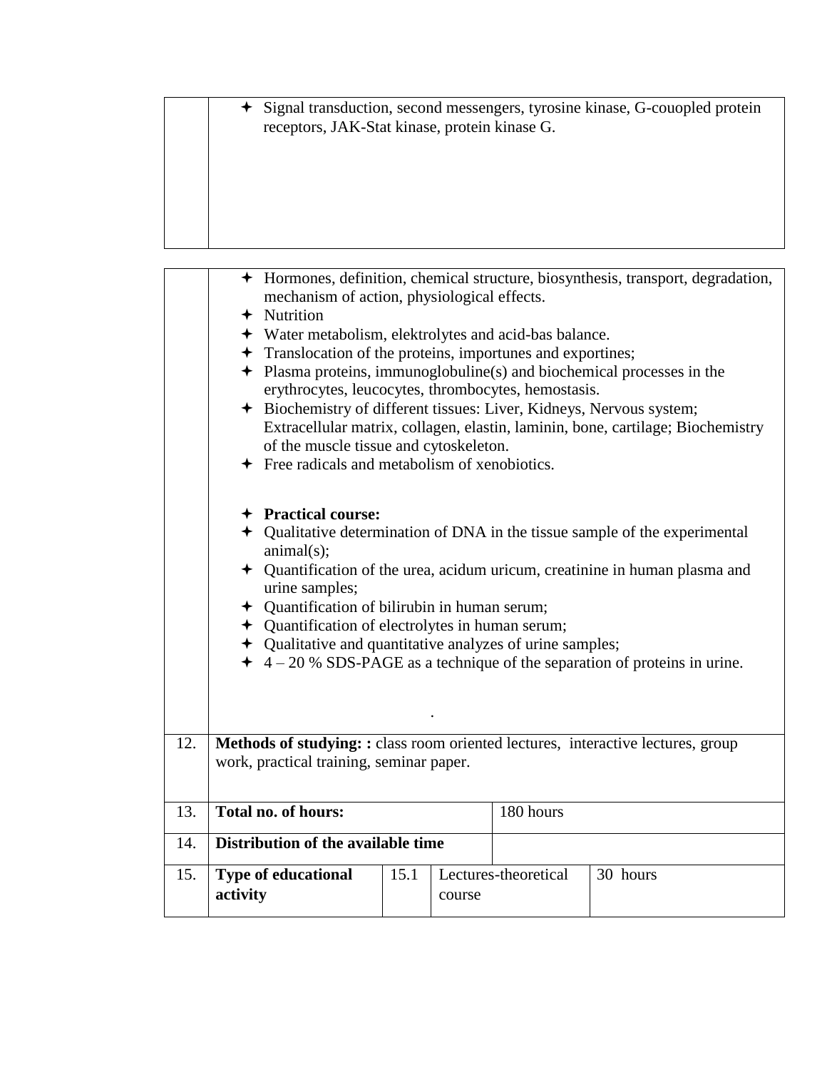|  |  |
|---|---|
|  | ✦ Signal transduction, second messengers, tyrosine kinase, G-couopled protein receptors, JAK-Stat kinase, protein kinase G. |

|  |  |  |  |  |
|---|---|---|---|---|
|  | ✦ Hormones, definition, chemical structure, biosynthesis, transport, degradation, mechanism of action, physiological effects.<br>✦ Nutrition<br>✦ Water metabolism, elektrolytes and acid-bas balance.<br>✦ Translocation of the proteins, importunes and exportines;<br>✦ Plasma proteins, immunoglobuline(s) and biochemical processes in the erythrocytes, leucocytes, thrombocytes, hemostasis.<br>✦ Biochemistry of different tissues: Liver, Kidneys, Nervous system; Extracellular matrix, collagen, elastin, laminin, bone, cartilage; Biochemistry of the muscle tissue and cytoskeleton.<br>✦ Free radicals and metabolism of xenobiotics.<br><br>✦ **Practical course:**<br>✦ Qualitative determination of DNA in the tissue sample of the experimental animal(s);<br>✦ Quantification of the urea, acidum uricum, creatinine in human plasma and urine samples;<br>✦ Quantification of bilirubin in human serum;<br>✦ Quantification of electrolytes in human serum;<br>✦ Qualitative and quantitative analyzes of urine samples;<br>✦ 4 – 20 % SDS-PAGE as a technique of the separation of proteins in urine.<br><br>. | | | |
| 12. | **Methods of studying: :** class room oriented lectures, interactive lectures, group work, practical training, seminar paper. | | | |
| 13. | **Total no. of hours:** | | 180 hours | |
| 14. | **Distribution of the available time** | | | |
| 15. | **Type of educational activity** | 15.1 | Lectures-theoretical course | 30 hours |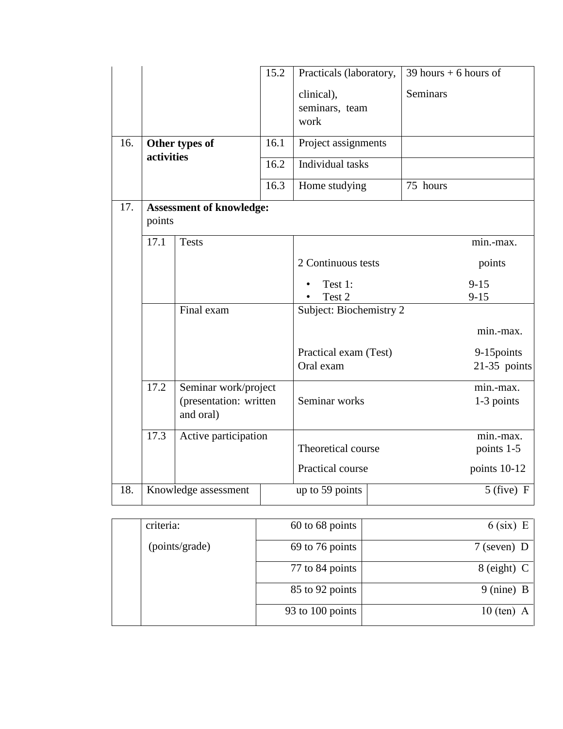| | | | | |
|---|---|---|---|---|
| | | 15.2 | Practicals (laboratory, clinical), seminars, team work | 39 hours + 6 hours of Seminars |
| 16. | **Other types of activities** | 16.1 | Project assignments | |
| | | 16.2 | Individual tasks | |
| | | 16.3 | Home studying | 75 hours |

| | | | | |
|---|---|---|---|---|
| 17. | **Assessment of knowledge:** points | | | |
| | 17.1 | Tests | 2 Continuous tests<br>• Test 1:<br>• Test 2 | min.-max. points<br>9-15<br>9-15 |
| | | Final exam | Subject: Biochemistry 2<br>Practical exam (Test)<br>Oral exam | min.-max.<br>9-15points<br>21-35 points |
| | 17.2 | Seminar work/project (presentation: written and oral) | Seminar works | min.-max.<br>1-3 points |
| | 17.3 | Active participation | Theoretical course<br>Practical course | min.-max.<br>points 1-5<br>points 10-12 |

| | | | |
|---|---|---|---|
| 18. | Knowledge assessment criteria: (points/grade) | up to 59 points | 5 (five) F |
| | | 60 to 68 points | 6 (six) E |
| | | 69 to 76 points | 7 (seven) D |
| | | 77 to 84 points | 8 (eight) C |
| | | 85 to 92 points | 9 (nine) B |
| | | 93 to 100 points | 10 (ten) A |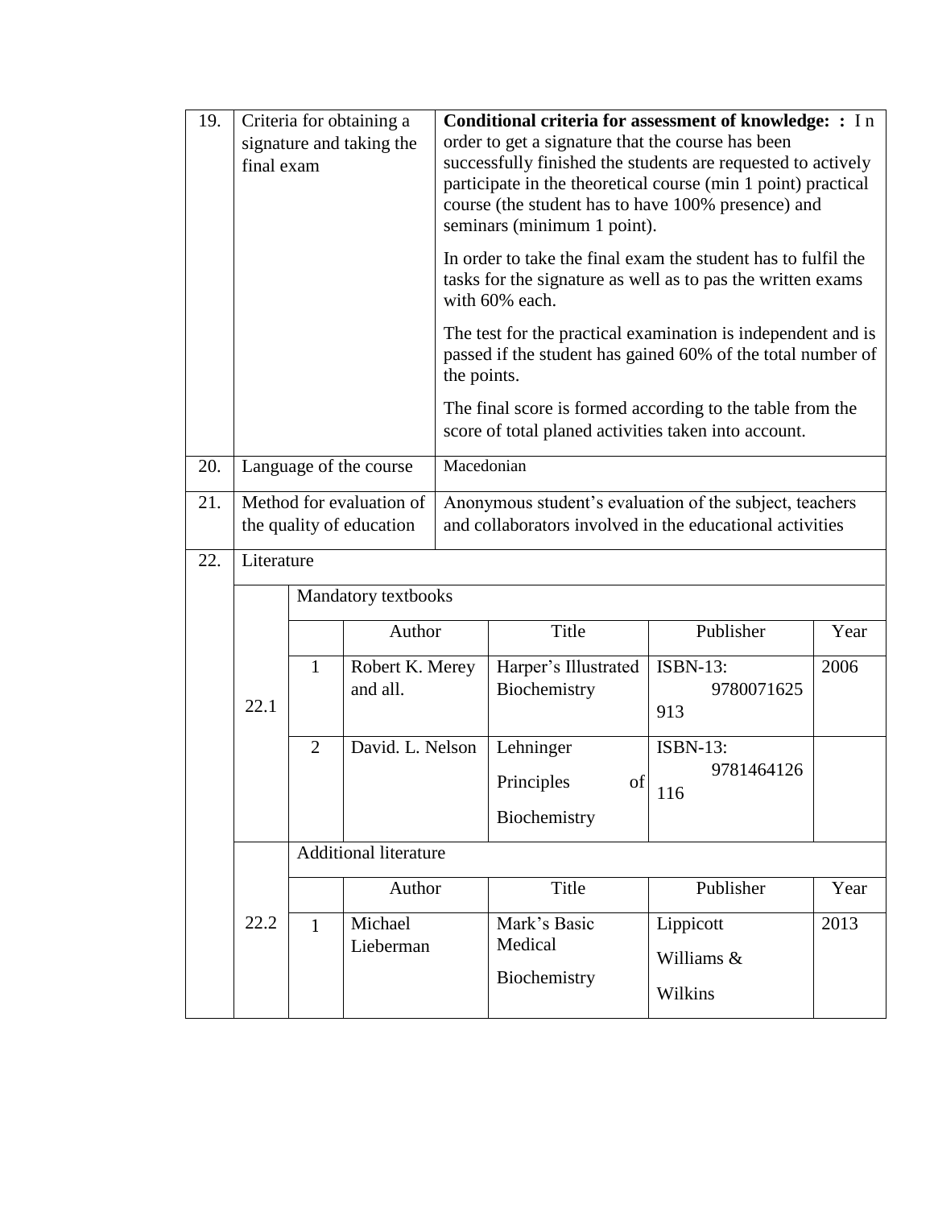| | | |
|---|---|---|
| 19. | Criteria for obtaining a signature and taking the final exam | **Conditional criteria for assessment of knowledge: :** I n order to get a signature that the course has been successfully finished the students are requested to actively participate in the theoretical course (min 1 point) practical course (the student has to have 100% presence) and seminars (minimum 1 point).<br><br>In order to take the final exam the student has to fulfil the tasks for the signature as well as to pas the written exams with 60% each.<br><br>The test for the practical examination is independent and is passed if the student has gained 60% of the total number of the points.<br><br>The final score is formed according to the table from the score of total planed activities taken into account. |
| 20. | Language of the course | Macedonian |
| 21. | Method for evaluation of the quality of education | Anonymous student's evaluation of the subject, teachers and collaborators involved in the educational activities |
| 22. | Literature | |

| | | | | | |
|---|---|---|---|---|---|
| 22.1 | Mandatory textbooks | | | | |
| | | Author | Title | Publisher | Year |
| | 1 | Robert K. Merey and all. | Harper's Illustrated Biochemistry | ISBN-13: 9780071625913 | 2006 |
| | 2 | David. L. Nelson | Lehninger Principles of Biochemistry | ISBN-13: 9781464126116 | |
| 22.2 | Additional literature | | | | |
| | | Author | Title | Publisher | Year |
| | 1 | Michael Lieberman | Mark's Basic Medical Biochemistry | Lippicott Williams & Wilkins | 2013 |